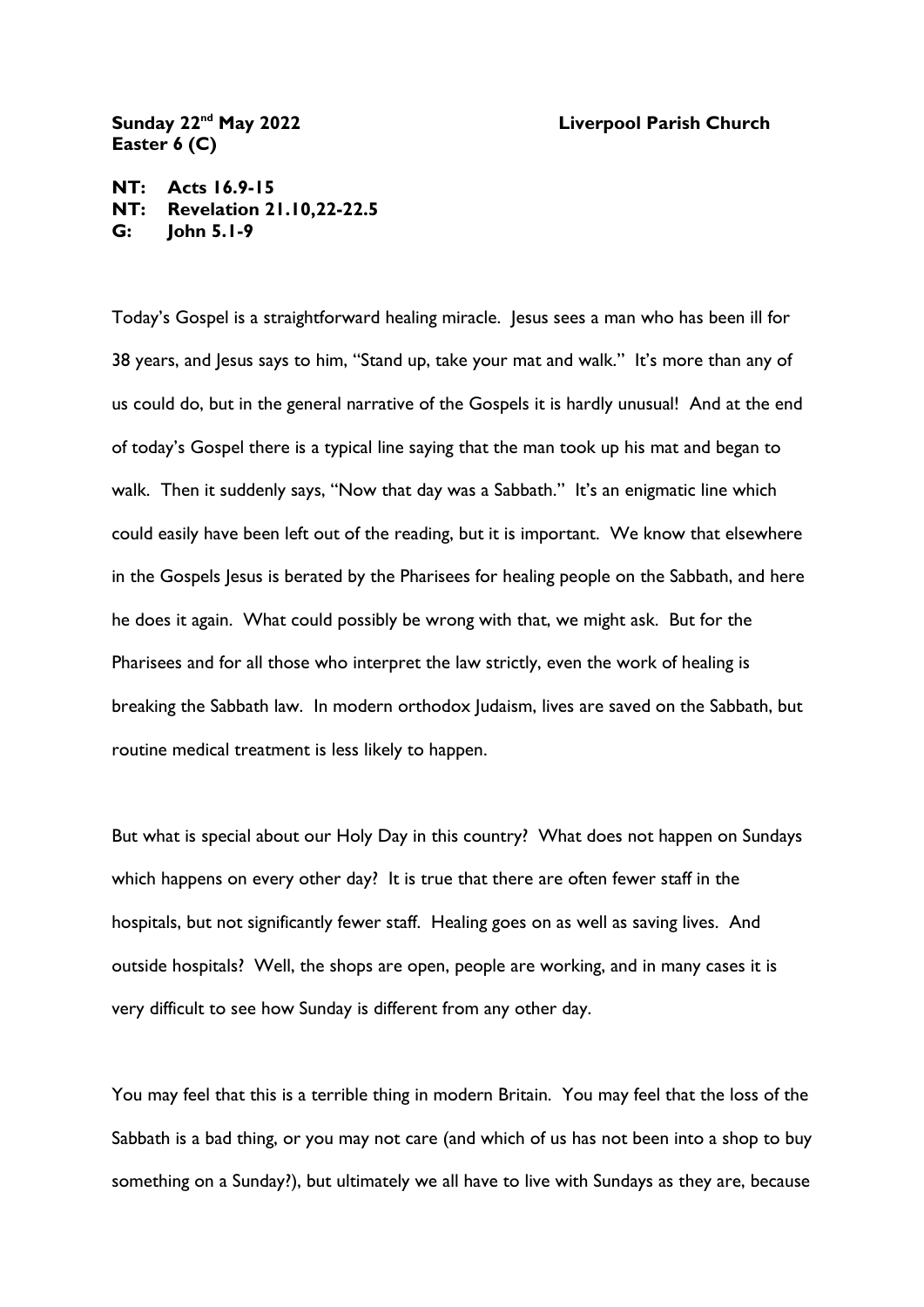**Sunday 22nd May 2022** **Liverpool Parish Church**
**Easter 6 (C)**

**NT: Acts 16.9-15**
**NT: Revelation 21.10,22-22.5**
**G: John 5.1-9**

Today's Gospel is a straightforward healing miracle. Jesus sees a man who has been ill for 38 years, and Jesus says to him, "Stand up, take your mat and walk." It's more than any of us could do, but in the general narrative of the Gospels it is hardly unusual! And at the end of today's Gospel there is a typical line saying that the man took up his mat and began to walk. Then it suddenly says, "Now that day was a Sabbath." It's an enigmatic line which could easily have been left out of the reading, but it is important. We know that elsewhere in the Gospels Jesus is berated by the Pharisees for healing people on the Sabbath, and here he does it again. What could possibly be wrong with that, we might ask. But for the Pharisees and for all those who interpret the law strictly, even the work of healing is breaking the Sabbath law. In modern orthodox Judaism, lives are saved on the Sabbath, but routine medical treatment is less likely to happen.

But what is special about our Holy Day in this country? What does not happen on Sundays which happens on every other day? It is true that there are often fewer staff in the hospitals, but not significantly fewer staff. Healing goes on as well as saving lives. And outside hospitals? Well, the shops are open, people are working, and in many cases it is very difficult to see how Sunday is different from any other day.

You may feel that this is a terrible thing in modern Britain. You may feel that the loss of the Sabbath is a bad thing, or you may not care (and which of us has not been into a shop to buy something on a Sunday?), but ultimately we all have to live with Sundays as they are, because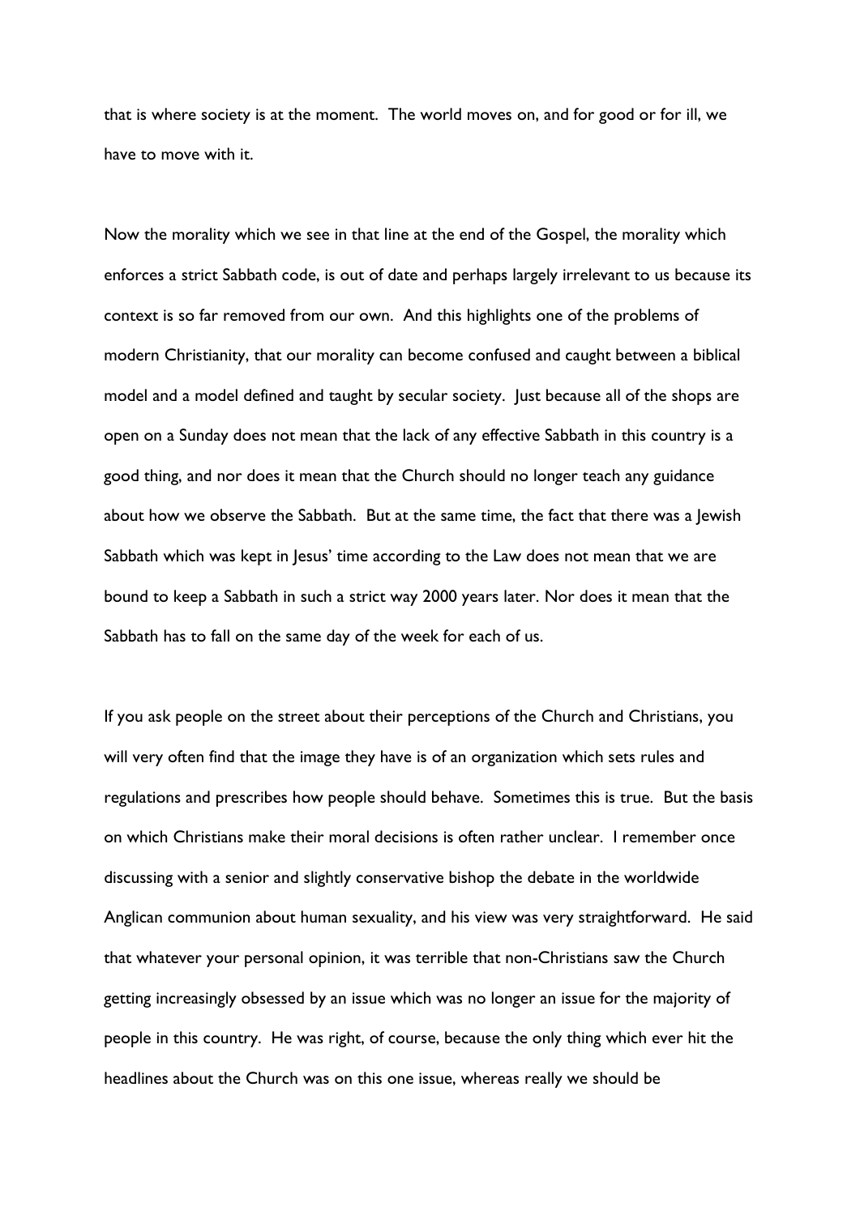that is where society is at the moment. The world moves on, and for good or for ill, we have to move with it.

Now the morality which we see in that line at the end of the Gospel, the morality which enforces a strict Sabbath code, is out of date and perhaps largely irrelevant to us because its context is so far removed from our own. And this highlights one of the problems of modern Christianity, that our morality can become confused and caught between a biblical model and a model defined and taught by secular society. Just because all of the shops are open on a Sunday does not mean that the lack of any effective Sabbath in this country is a good thing, and nor does it mean that the Church should no longer teach any guidance about how we observe the Sabbath. But at the same time, the fact that there was a Jewish Sabbath which was kept in Jesus' time according to the Law does not mean that we are bound to keep a Sabbath in such a strict way 2000 years later. Nor does it mean that the Sabbath has to fall on the same day of the week for each of us.

If you ask people on the street about their perceptions of the Church and Christians, you will very often find that the image they have is of an organization which sets rules and regulations and prescribes how people should behave. Sometimes this is true. But the basis on which Christians make their moral decisions is often rather unclear. I remember once discussing with a senior and slightly conservative bishop the debate in the worldwide Anglican communion about human sexuality, and his view was very straightforward. He said that whatever your personal opinion, it was terrible that non-Christians saw the Church getting increasingly obsessed by an issue which was no longer an issue for the majority of people in this country. He was right, of course, because the only thing which ever hit the headlines about the Church was on this one issue, whereas really we should be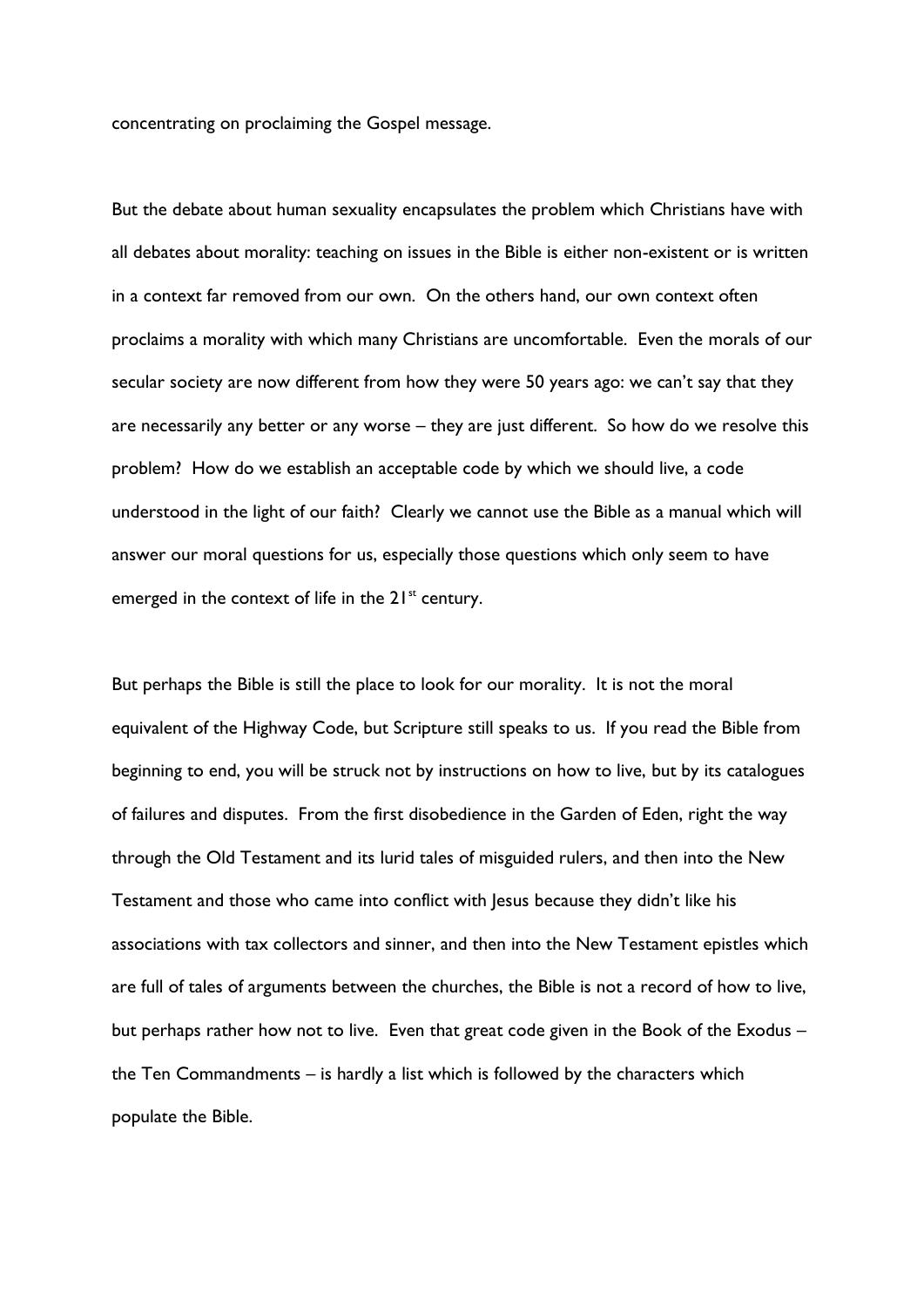concentrating on proclaiming the Gospel message.

But the debate about human sexuality encapsulates the problem which Christians have with all debates about morality: teaching on issues in the Bible is either non-existent or is written in a context far removed from our own. On the others hand, our own context often proclaims a morality with which many Christians are uncomfortable. Even the morals of our secular society are now different from how they were 50 years ago: we can't say that they are necessarily any better or any worse – they are just different. So how do we resolve this problem? How do we establish an acceptable code by which we should live, a code understood in the light of our faith? Clearly we cannot use the Bible as a manual which will answer our moral questions for us, especially those questions which only seem to have emerged in the context of life in the 21st century.

But perhaps the Bible is still the place to look for our morality. It is not the moral equivalent of the Highway Code, but Scripture still speaks to us. If you read the Bible from beginning to end, you will be struck not by instructions on how to live, but by its catalogues of failures and disputes. From the first disobedience in the Garden of Eden, right the way through the Old Testament and its lurid tales of misguided rulers, and then into the New Testament and those who came into conflict with Jesus because they didn't like his associations with tax collectors and sinner, and then into the New Testament epistles which are full of tales of arguments between the churches, the Bible is not a record of how to live, but perhaps rather how not to live. Even that great code given in the Book of the Exodus – the Ten Commandments – is hardly a list which is followed by the characters which populate the Bible.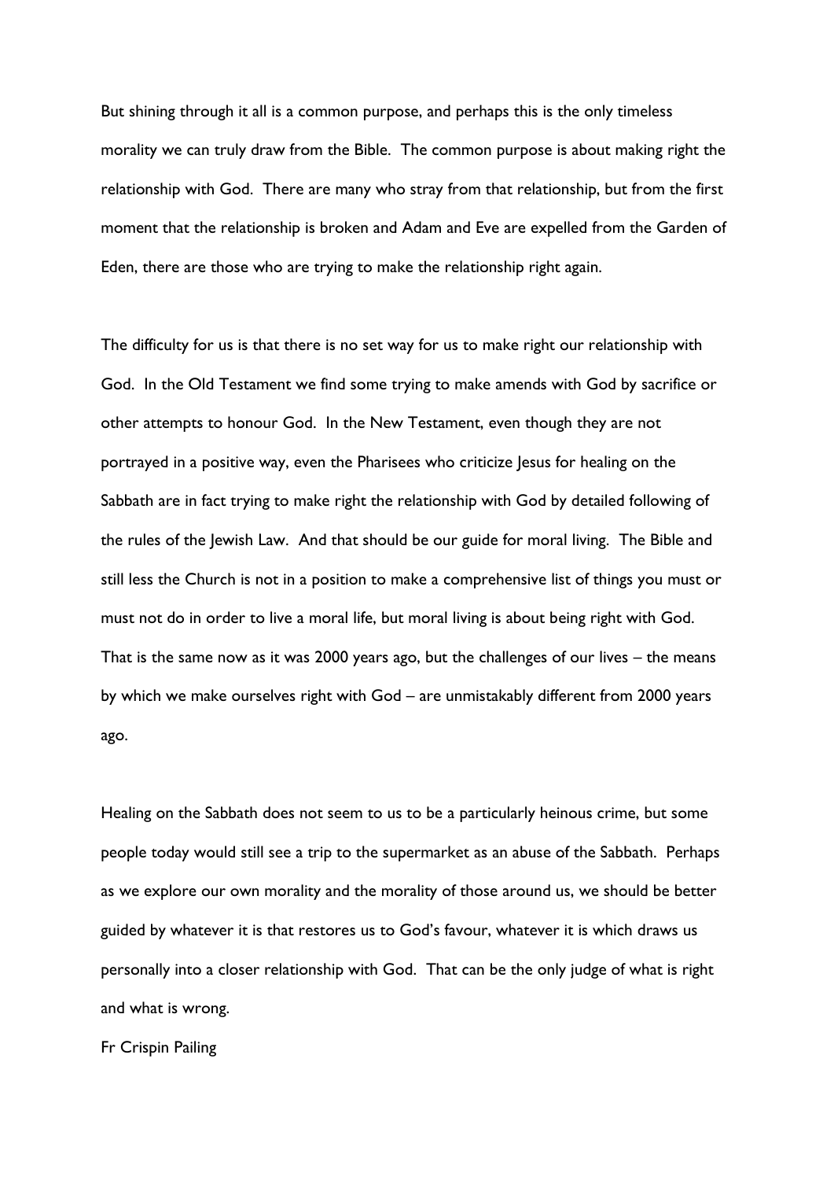But shining through it all is a common purpose, and perhaps this is the only timeless morality we can truly draw from the Bible. The common purpose is about making right the relationship with God. There are many who stray from that relationship, but from the first moment that the relationship is broken and Adam and Eve are expelled from the Garden of Eden, there are those who are trying to make the relationship right again.

The difficulty for us is that there is no set way for us to make right our relationship with God. In the Old Testament we find some trying to make amends with God by sacrifice or other attempts to honour God. In the New Testament, even though they are not portrayed in a positive way, even the Pharisees who criticize Jesus for healing on the Sabbath are in fact trying to make right the relationship with God by detailed following of the rules of the Jewish Law. And that should be our guide for moral living. The Bible and still less the Church is not in a position to make a comprehensive list of things you must or must not do in order to live a moral life, but moral living is about being right with God. That is the same now as it was 2000 years ago, but the challenges of our lives – the means by which we make ourselves right with God – are unmistakably different from 2000 years ago.

Healing on the Sabbath does not seem to us to be a particularly heinous crime, but some people today would still see a trip to the supermarket as an abuse of the Sabbath. Perhaps as we explore our own morality and the morality of those around us, we should be better guided by whatever it is that restores us to God's favour, whatever it is which draws us personally into a closer relationship with God. That can be the only judge of what is right and what is wrong.

Fr Crispin Pailing